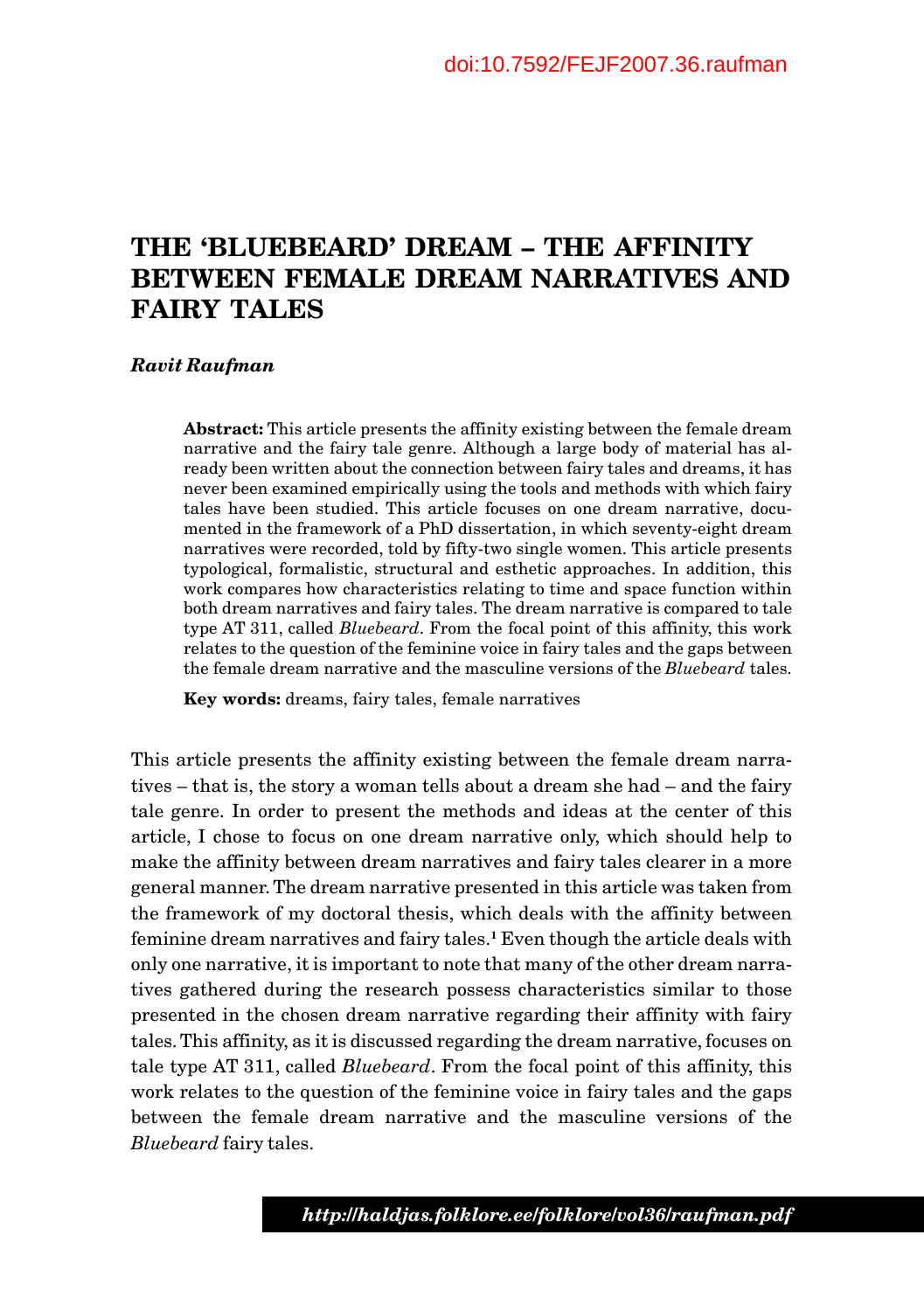doi:10.7592/FEJF2007.36.raufman

# THE 'BLUEBEARD' DREAM – THE AFFINITY BETWEEN FEMALE DREAM NARRATIVES AND FAIRY TALES

***Ravit Raufman***

**Abstract:** This article presents the affinity existing between the female dream narrative and the fairy tale genre. Although a large body of material has already been written about the connection between fairy tales and dreams, it has never been examined empirically using the tools and methods with which fairy tales have been studied. This article focuses on one dream narrative, documented in the framework of a PhD dissertation, in which seventy-eight dream narratives were recorded, told by fifty-two single women. This article presents typological, formalistic, structural and esthetic approaches. In addition, this work compares how characteristics relating to time and space function within both dream narratives and fairy tales. The dream narrative is compared to tale type AT 311, called *Bluebeard*. From the focal point of this affinity, this work relates to the question of the feminine voice in fairy tales and the gaps between the female dream narrative and the masculine versions of the *Bluebeard* tales.

**Key words:** dreams, fairy tales, female narratives

This article presents the affinity existing between the female dream narratives – that is, the story a woman tells about a dream she had – and the fairy tale genre. In order to present the methods and ideas at the center of this article, I chose to focus on one dream narrative only, which should help to make the affinity between dream narratives and fairy tales clearer in a more general manner. The dream narrative presented in this article was taken from the framework of my doctoral thesis, which deals with the affinity between feminine dream narratives and fairy tales.[1] Even though the article deals with only one narrative, it is important to note that many of the other dream narratives gathered during the research possess characteristics similar to those presented in the chosen dream narrative regarding their affinity with fairy tales. This affinity, as it is discussed regarding the dream narrative, focuses on tale type AT 311, called *Bluebeard*. From the focal point of this affinity, this work relates to the question of the feminine voice in fairy tales and the gaps between the female dream narrative and the masculine versions of the *Bluebeard* fairy tales.

***http://haldjas.folklore.ee/folklore/vol36/raufman.pdf***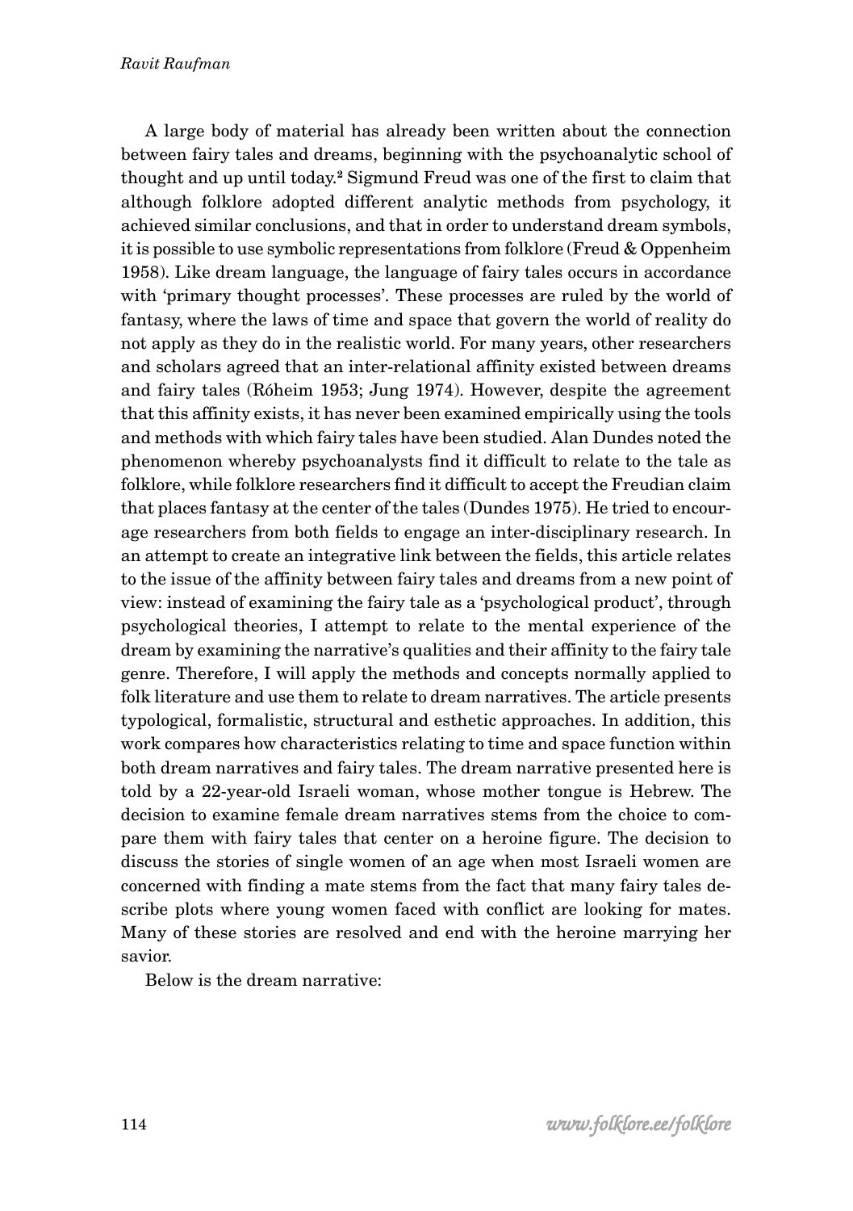A large body of material has already been written about the connection between fairy tales and dreams, beginning with the psychoanalytic school of thought and up until today.[2] Sigmund Freud was one of the first to claim that although folklore adopted different analytic methods from psychology, it achieved similar conclusions, and that in order to understand dream symbols, it is possible to use symbolic representations from folklore (Freud & Oppenheim 1958). Like dream language, the language of fairy tales occurs in accordance with 'primary thought processes'. These processes are ruled by the world of fantasy, where the laws of time and space that govern the world of reality do not apply as they do in the realistic world. For many years, other researchers and scholars agreed that an inter-relational affinity existed between dreams and fairy tales (Róheim 1953; Jung 1974). However, despite the agreement that this affinity exists, it has never been examined empirically using the tools and methods with which fairy tales have been studied. Alan Dundes noted the phenomenon whereby psychoanalysts find it difficult to relate to the tale as folklore, while folklore researchers find it difficult to accept the Freudian claim that places fantasy at the center of the tales (Dundes 1975). He tried to encourage researchers from both fields to engage an inter-disciplinary research. In an attempt to create an integrative link between the fields, this article relates to the issue of the affinity between fairy tales and dreams from a new point of view: instead of examining the fairy tale as a 'psychological product', through psychological theories, I attempt to relate to the mental experience of the dream by examining the narrative's qualities and their affinity to the fairy tale genre. Therefore, I will apply the methods and concepts normally applied to folk literature and use them to relate to dream narratives. The article presents typological, formalistic, structural and esthetic approaches. In addition, this work compares how characteristics relating to time and space function within both dream narratives and fairy tales. The dream narrative presented here is told by a 22-year-old Israeli woman, whose mother tongue is Hebrew. The decision to examine female dream narratives stems from the choice to compare them with fairy tales that center on a heroine figure. The decision to discuss the stories of single women of an age when most Israeli women are concerned with finding a mate stems from the fact that many fairy tales describe plots where young women faced with conflict are looking for mates. Many of these stories are resolved and end with the heroine marrying her savior.

Below is the dream narrative: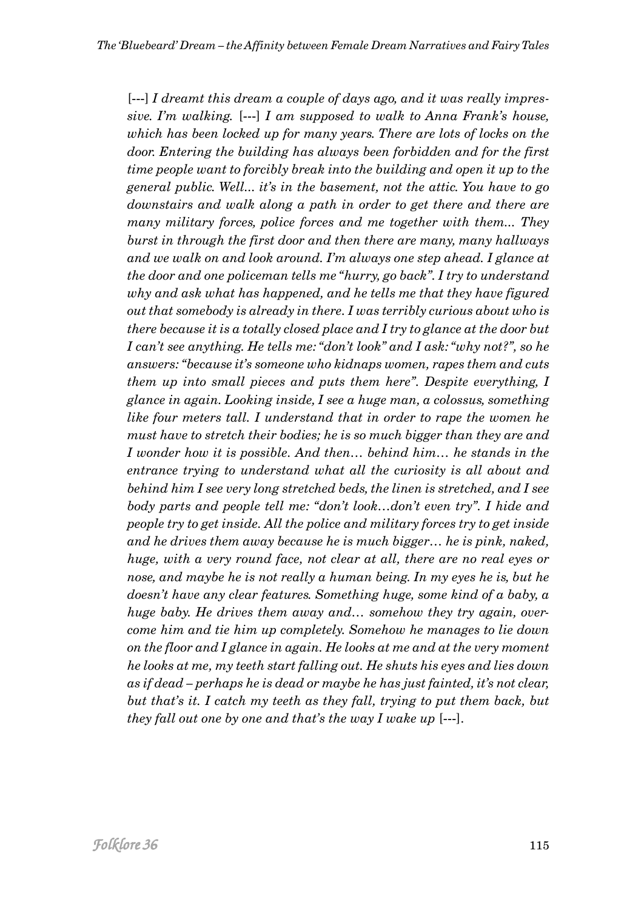[---] *I dreamt this dream a couple of days ago, and it was really impressive. I'm walking.* [---] *I am supposed to walk to Anna Frank's house, which has been locked up for many years. There are lots of locks on the door. Entering the building has always been forbidden and for the first time people want to forcibly break into the building and open it up to the general public. Well... it's in the basement, not the attic. You have to go downstairs and walk along a path in order to get there and there are many military forces, police forces and me together with them... They burst in through the first door and then there are many, many hallways and we walk on and look around. I'm always one step ahead. I glance at the door and one policeman tells me "hurry, go back". I try to understand why and ask what has happened, and he tells me that they have figured out that somebody is already in there. I was terribly curious about who is there because it is a totally closed place and I try to glance at the door but I can't see anything. He tells me: "don't look" and I ask: "why not?", so he answers: "because it's someone who kidnaps women, rapes them and cuts them up into small pieces and puts them here". Despite everything, I glance in again. Looking inside, I see a huge man, a colossus, something like four meters tall. I understand that in order to rape the women he must have to stretch their bodies; he is so much bigger than they are and I wonder how it is possible. And then… behind him… he stands in the entrance trying to understand what all the curiosity is all about and behind him I see very long stretched beds, the linen is stretched, and I see body parts and people tell me: "don't look…don't even try". I hide and people try to get inside. All the police and military forces try to get inside and he drives them away because he is much bigger… he is pink, naked, huge, with a very round face, not clear at all, there are no real eyes or nose, and maybe he is not really a human being. In my eyes he is, but he doesn't have any clear features. Something huge, some kind of a baby, a huge baby. He drives them away and… somehow they try again, overcome him and tie him up completely. Somehow he manages to lie down on the floor and I glance in again. He looks at me and at the very moment he looks at me, my teeth start falling out. He shuts his eyes and lies down as if dead – perhaps he is dead or maybe he has just fainted, it's not clear, but that's it. I catch my teeth as they fall, trying to put them back, but they fall out one by one and that's the way I wake up* [---].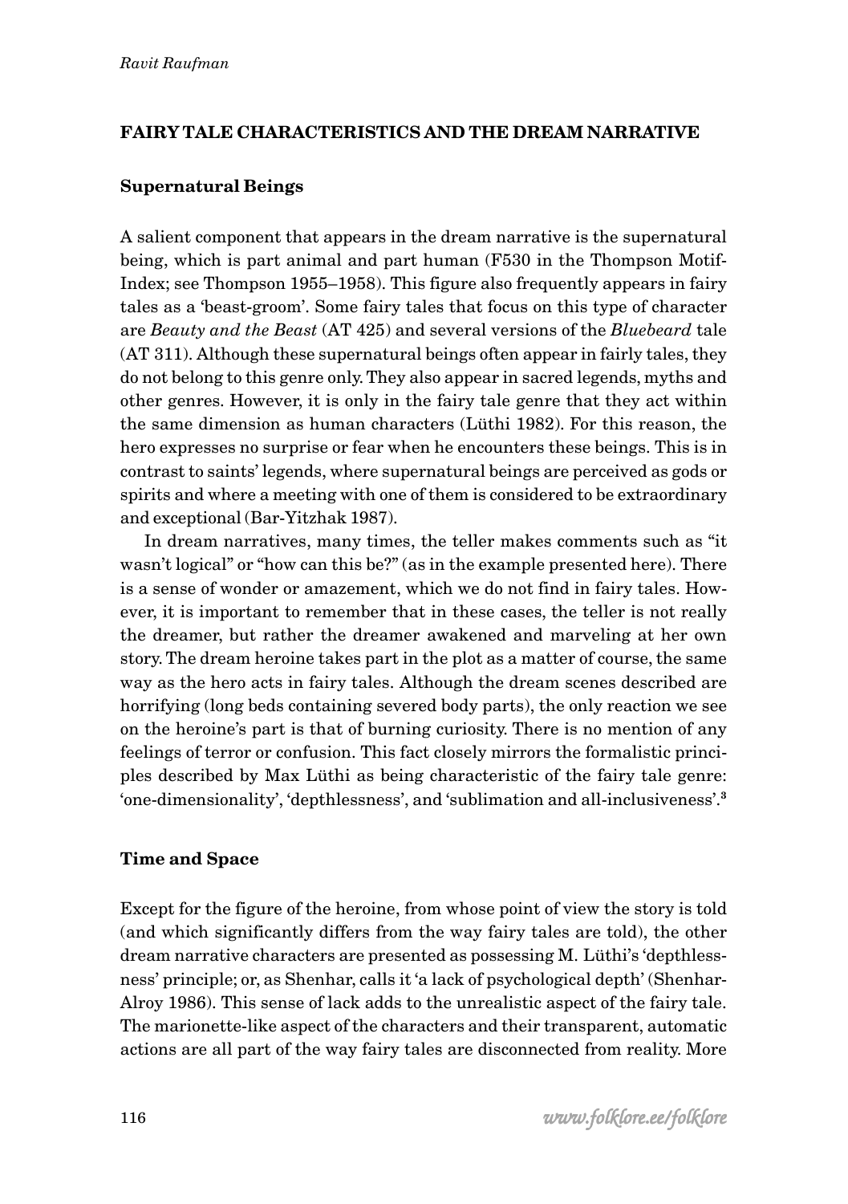## FAIRY TALE CHARACTERISTICS AND THE DREAM NARRATIVE

### Supernatural Beings

A salient component that appears in the dream narrative is the supernatural being, which is part animal and part human (F530 in the Thompson Motif-Index; see Thompson 1955–1958). This figure also frequently appears in fairy tales as a 'beast-groom'. Some fairy tales that focus on this type of character are *Beauty and the Beast* (AT 425) and several versions of the *Bluebeard* tale (AT 311). Although these supernatural beings often appear in fairly tales, they do not belong to this genre only. They also appear in sacred legends, myths and other genres. However, it is only in the fairy tale genre that they act within the same dimension as human characters (Lüthi 1982). For this reason, the hero expresses no surprise or fear when he encounters these beings. This is in contrast to saints' legends, where supernatural beings are perceived as gods or spirits and where a meeting with one of them is considered to be extraordinary and exceptional (Bar-Yitzhak 1987).

In dream narratives, many times, the teller makes comments such as "it wasn't logical" or "how can this be?" (as in the example presented here). There is a sense of wonder or amazement, which we do not find in fairy tales. However, it is important to remember that in these cases, the teller is not really the dreamer, but rather the dreamer awakened and marveling at her own story. The dream heroine takes part in the plot as a matter of course, the same way as the hero acts in fairy tales. Although the dream scenes described are horrifying (long beds containing severed body parts), the only reaction we see on the heroine's part is that of burning curiosity. There is no mention of any feelings of terror or confusion. This fact closely mirrors the formalistic principles described by Max Lüthi as being characteristic of the fairy tale genre: 'one-dimensionality', 'depthlessness', and 'sublimation and all-inclusiveness'.[3]

### Time and Space

Except for the figure of the heroine, from whose point of view the story is told (and which significantly differs from the way fairy tales are told), the other dream narrative characters are presented as possessing M. Lüthi's 'depthlessness' principle; or, as Shenhar, calls it 'a lack of psychological depth' (Shenhar-Alroy 1986). This sense of lack adds to the unrealistic aspect of the fairy tale. The marionette-like aspect of the characters and their transparent, automatic actions are all part of the way fairy tales are disconnected from reality. More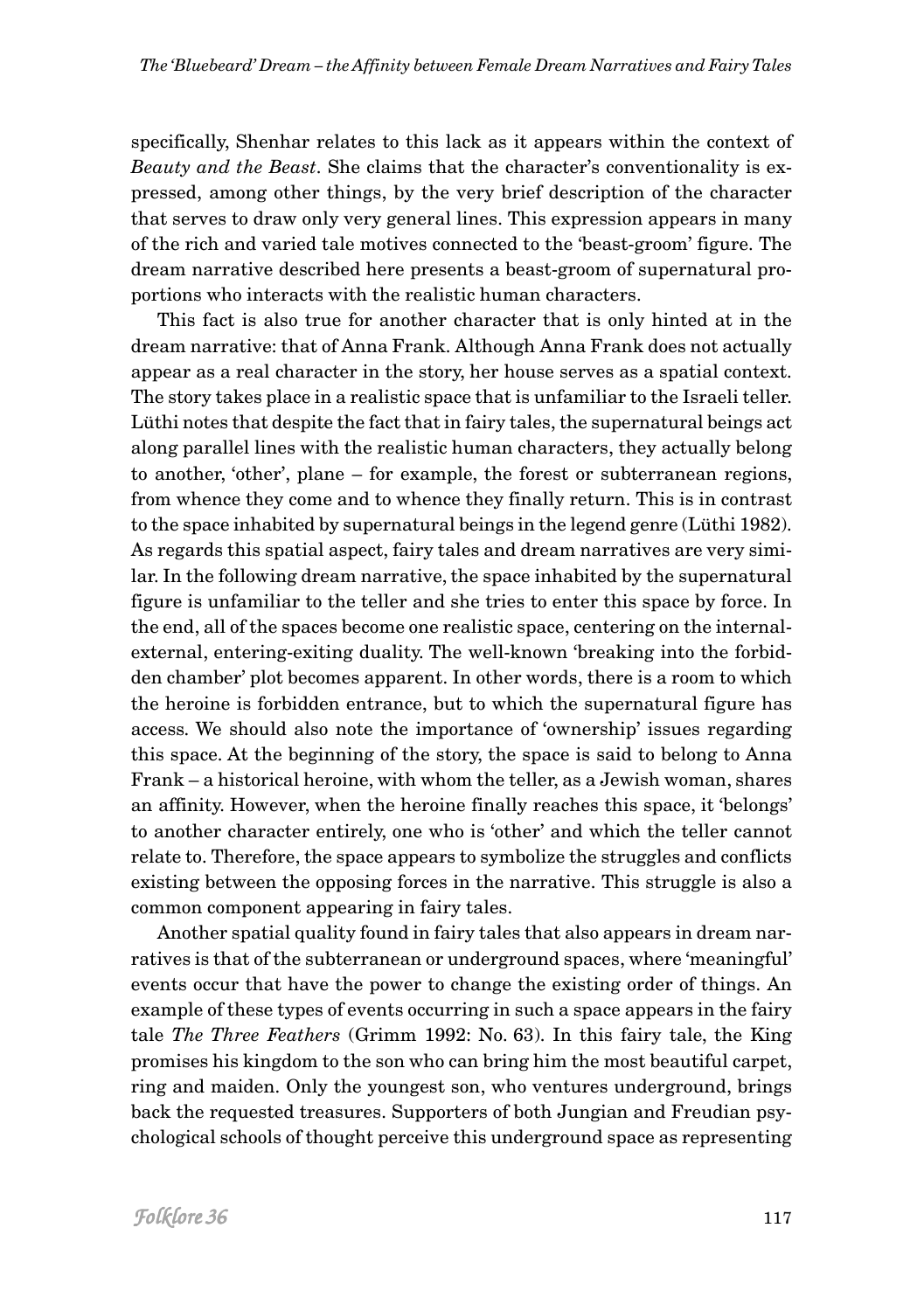specifically, Shenhar relates to this lack as it appears within the context of *Beauty and the Beast*. She claims that the character's conventionality is expressed, among other things, by the very brief description of the character that serves to draw only very general lines. This expression appears in many of the rich and varied tale motives connected to the 'beast-groom' figure. The dream narrative described here presents a beast-groom of supernatural proportions who interacts with the realistic human characters.

This fact is also true for another character that is only hinted at in the dream narrative: that of Anna Frank. Although Anna Frank does not actually appear as a real character in the story, her house serves as a spatial context. The story takes place in a realistic space that is unfamiliar to the Israeli teller. Lüthi notes that despite the fact that in fairy tales, the supernatural beings act along parallel lines with the realistic human characters, they actually belong to another, 'other', plane – for example, the forest or subterranean regions, from whence they come and to whence they finally return. This is in contrast to the space inhabited by supernatural beings in the legend genre (Lüthi 1982). As regards this spatial aspect, fairy tales and dream narratives are very similar. In the following dream narrative, the space inhabited by the supernatural figure is unfamiliar to the teller and she tries to enter this space by force. In the end, all of the spaces become one realistic space, centering on the internal-external, entering-exiting duality. The well-known 'breaking into the forbidden chamber' plot becomes apparent. In other words, there is a room to which the heroine is forbidden entrance, but to which the supernatural figure has access. We should also note the importance of 'ownership' issues regarding this space. At the beginning of the story, the space is said to belong to Anna Frank – a historical heroine, with whom the teller, as a Jewish woman, shares an affinity. However, when the heroine finally reaches this space, it 'belongs' to another character entirely, one who is 'other' and which the teller cannot relate to. Therefore, the space appears to symbolize the struggles and conflicts existing between the opposing forces in the narrative. This struggle is also a common component appearing in fairy tales.

Another spatial quality found in fairy tales that also appears in dream narratives is that of the subterranean or underground spaces, where 'meaningful' events occur that have the power to change the existing order of things. An example of these types of events occurring in such a space appears in the fairy tale *The Three Feathers* (Grimm 1992: No. 63). In this fairy tale, the King promises his kingdom to the son who can bring him the most beautiful carpet, ring and maiden. Only the youngest son, who ventures underground, brings back the requested treasures. Supporters of both Jungian and Freudian psychological schools of thought perceive this underground space as representing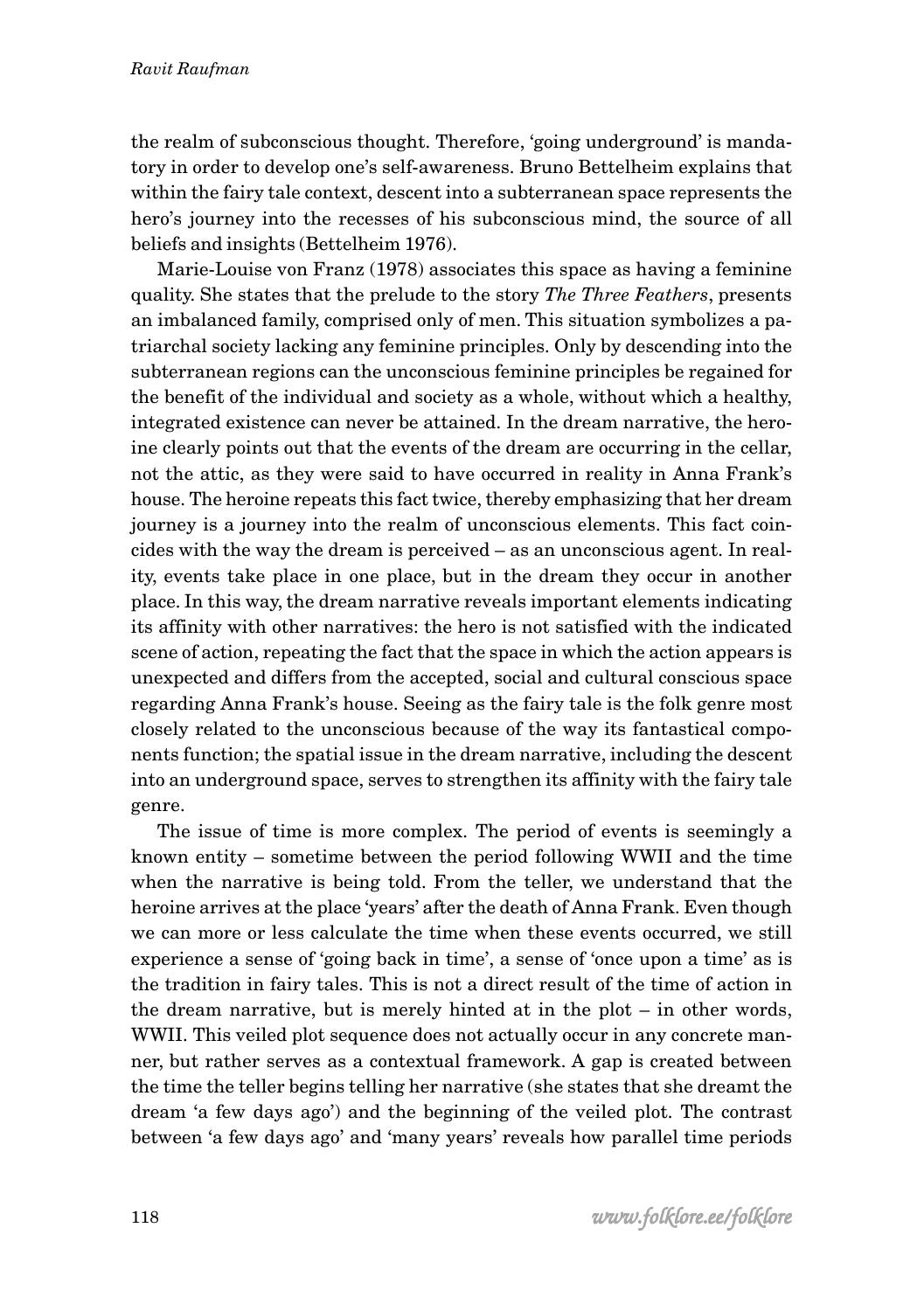the realm of subconscious thought. Therefore, 'going underground' is mandatory in order to develop one's self-awareness. Bruno Bettelheim explains that within the fairy tale context, descent into a subterranean space represents the hero's journey into the recesses of his subconscious mind, the source of all beliefs and insights (Bettelheim 1976).

Marie-Louise von Franz (1978) associates this space as having a feminine quality. She states that the prelude to the story *The Three Feathers*, presents an imbalanced family, comprised only of men. This situation symbolizes a patriarchal society lacking any feminine principles. Only by descending into the subterranean regions can the unconscious feminine principles be regained for the benefit of the individual and society as a whole, without which a healthy, integrated existence can never be attained. In the dream narrative, the heroine clearly points out that the events of the dream are occurring in the cellar, not the attic, as they were said to have occurred in reality in Anna Frank's house. The heroine repeats this fact twice, thereby emphasizing that her dream journey is a journey into the realm of unconscious elements. This fact coincides with the way the dream is perceived – as an unconscious agent. In reality, events take place in one place, but in the dream they occur in another place. In this way, the dream narrative reveals important elements indicating its affinity with other narratives: the hero is not satisfied with the indicated scene of action, repeating the fact that the space in which the action appears is unexpected and differs from the accepted, social and cultural conscious space regarding Anna Frank's house. Seeing as the fairy tale is the folk genre most closely related to the unconscious because of the way its fantastical components function; the spatial issue in the dream narrative, including the descent into an underground space, serves to strengthen its affinity with the fairy tale genre.

The issue of time is more complex. The period of events is seemingly a known entity – sometime between the period following WWII and the time when the narrative is being told. From the teller, we understand that the heroine arrives at the place 'years' after the death of Anna Frank. Even though we can more or less calculate the time when these events occurred, we still experience a sense of 'going back in time', a sense of 'once upon a time' as is the tradition in fairy tales. This is not a direct result of the time of action in the dream narrative, but is merely hinted at in the plot – in other words, WWII. This veiled plot sequence does not actually occur in any concrete manner, but rather serves as a contextual framework. A gap is created between the time the teller begins telling her narrative (she states that she dreamt the dream 'a few days ago') and the beginning of the veiled plot. The contrast between 'a few days ago' and 'many years' reveals how parallel time periods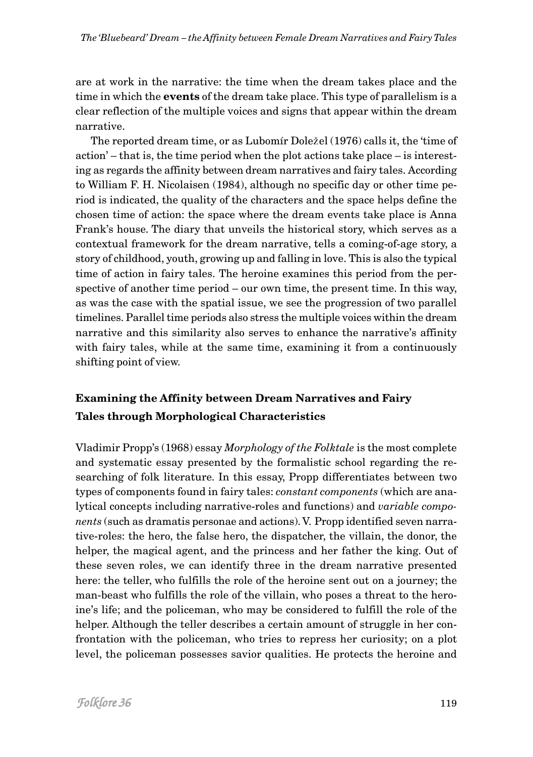are at work in the narrative: the time when the dream takes place and the time in which the **events** of the dream take place. This type of parallelism is a clear reflection of the multiple voices and signs that appear within the dream narrative.

The reported dream time, or as Lubomír Doležel (1976) calls it, the 'time of action' – that is, the time period when the plot actions take place – is interesting as regards the affinity between dream narratives and fairy tales. According to William F. H. Nicolaisen (1984), although no specific day or other time period is indicated, the quality of the characters and the space helps define the chosen time of action: the space where the dream events take place is Anna Frank's house. The diary that unveils the historical story, which serves as a contextual framework for the dream narrative, tells a coming-of-age story, a story of childhood, youth, growing up and falling in love. This is also the typical time of action in fairy tales. The heroine examines this period from the perspective of another time period – our own time, the present time. In this way, as was the case with the spatial issue, we see the progression of two parallel timelines. Parallel time periods also stress the multiple voices within the dream narrative and this similarity also serves to enhance the narrative's affinity with fairy tales, while at the same time, examining it from a continuously shifting point of view.

## Examining the Affinity between Dream Narratives and Fairy Tales through Morphological Characteristics

Vladimir Propp's (1968) essay *Morphology of the Folktale* is the most complete and systematic essay presented by the formalistic school regarding the researching of folk literature. In this essay, Propp differentiates between two types of components found in fairy tales: *constant components* (which are analytical concepts including narrative-roles and functions) and *variable components* (such as dramatis personae and actions). V. Propp identified seven narrative-roles: the hero, the false hero, the dispatcher, the villain, the donor, the helper, the magical agent, and the princess and her father the king. Out of these seven roles, we can identify three in the dream narrative presented here: the teller, who fulfills the role of the heroine sent out on a journey; the man-beast who fulfills the role of the villain, who poses a threat to the heroine's life; and the policeman, who may be considered to fulfill the role of the helper. Although the teller describes a certain amount of struggle in her confrontation with the policeman, who tries to repress her curiosity; on a plot level, the policeman possesses savior qualities. He protects the heroine and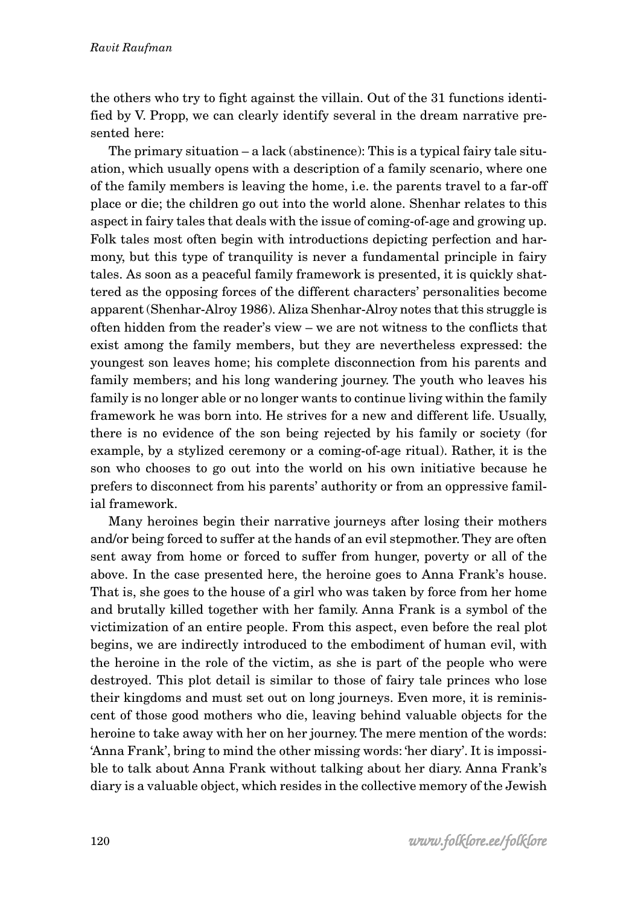the others who try to fight against the villain. Out of the 31 functions identified by V. Propp, we can clearly identify several in the dream narrative presented here:

The primary situation – a lack (abstinence): This is a typical fairy tale situation, which usually opens with a description of a family scenario, where one of the family members is leaving the home, i.e. the parents travel to a far-off place or die; the children go out into the world alone. Shenhar relates to this aspect in fairy tales that deals with the issue of coming-of-age and growing up. Folk tales most often begin with introductions depicting perfection and harmony, but this type of tranquility is never a fundamental principle in fairy tales. As soon as a peaceful family framework is presented, it is quickly shattered as the opposing forces of the different characters' personalities become apparent (Shenhar-Alroy 1986). Aliza Shenhar-Alroy notes that this struggle is often hidden from the reader's view – we are not witness to the conflicts that exist among the family members, but they are nevertheless expressed: the youngest son leaves home; his complete disconnection from his parents and family members; and his long wandering journey. The youth who leaves his family is no longer able or no longer wants to continue living within the family framework he was born into. He strives for a new and different life. Usually, there is no evidence of the son being rejected by his family or society (for example, by a stylized ceremony or a coming-of-age ritual). Rather, it is the son who chooses to go out into the world on his own initiative because he prefers to disconnect from his parents' authority or from an oppressive familial framework.

Many heroines begin their narrative journeys after losing their mothers and/or being forced to suffer at the hands of an evil stepmother. They are often sent away from home or forced to suffer from hunger, poverty or all of the above. In the case presented here, the heroine goes to Anna Frank's house. That is, she goes to the house of a girl who was taken by force from her home and brutally killed together with her family. Anna Frank is a symbol of the victimization of an entire people. From this aspect, even before the real plot begins, we are indirectly introduced to the embodiment of human evil, with the heroine in the role of the victim, as she is part of the people who were destroyed. This plot detail is similar to those of fairy tale princes who lose their kingdoms and must set out on long journeys. Even more, it is reminiscent of those good mothers who die, leaving behind valuable objects for the heroine to take away with her on her journey. The mere mention of the words: 'Anna Frank', bring to mind the other missing words: 'her diary'. It is impossible to talk about Anna Frank without talking about her diary. Anna Frank's diary is a valuable object, which resides in the collective memory of the Jewish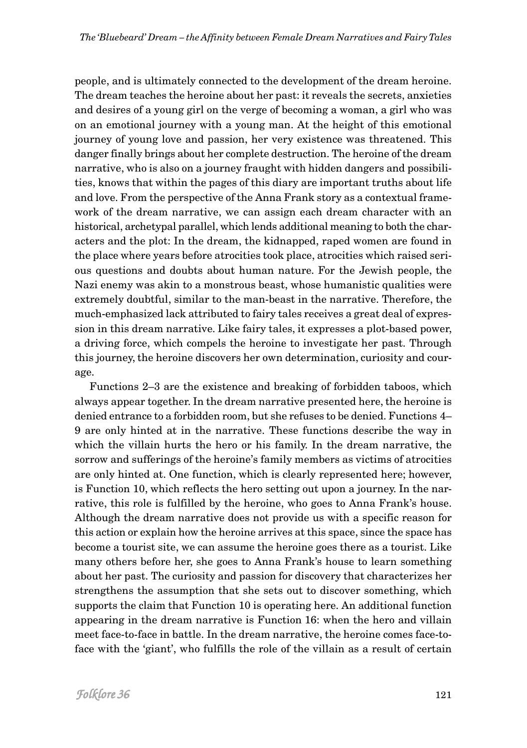people, and is ultimately connected to the development of the dream heroine. The dream teaches the heroine about her past: it reveals the secrets, anxieties and desires of a young girl on the verge of becoming a woman, a girl who was on an emotional journey with a young man. At the height of this emotional journey of young love and passion, her very existence was threatened. This danger finally brings about her complete destruction. The heroine of the dream narrative, who is also on a journey fraught with hidden dangers and possibilities, knows that within the pages of this diary are important truths about life and love. From the perspective of the Anna Frank story as a contextual framework of the dream narrative, we can assign each dream character with an historical, archetypal parallel, which lends additional meaning to both the characters and the plot: In the dream, the kidnapped, raped women are found in the place where years before atrocities took place, atrocities which raised serious questions and doubts about human nature. For the Jewish people, the Nazi enemy was akin to a monstrous beast, whose humanistic qualities were extremely doubtful, similar to the man-beast in the narrative. Therefore, the much-emphasized lack attributed to fairy tales receives a great deal of expression in this dream narrative. Like fairy tales, it expresses a plot-based power, a driving force, which compels the heroine to investigate her past. Through this journey, the heroine discovers her own determination, curiosity and courage.

Functions 2–3 are the existence and breaking of forbidden taboos, which always appear together. In the dream narrative presented here, the heroine is denied entrance to a forbidden room, but she refuses to be denied. Functions 4–9 are only hinted at in the narrative. These functions describe the way in which the villain hurts the hero or his family. In the dream narrative, the sorrow and sufferings of the heroine's family members as victims of atrocities are only hinted at. One function, which is clearly represented here; however, is Function 10, which reflects the hero setting out upon a journey. In the narrative, this role is fulfilled by the heroine, who goes to Anna Frank's house. Although the dream narrative does not provide us with a specific reason for this action or explain how the heroine arrives at this space, since the space has become a tourist site, we can assume the heroine goes there as a tourist. Like many others before her, she goes to Anna Frank's house to learn something about her past. The curiosity and passion for discovery that characterizes her strengthens the assumption that she sets out to discover something, which supports the claim that Function 10 is operating here. An additional function appearing in the dream narrative is Function 16: when the hero and villain meet face-to-face in battle. In the dream narrative, the heroine comes face-to-face with the 'giant', who fulfills the role of the villain as a result of certain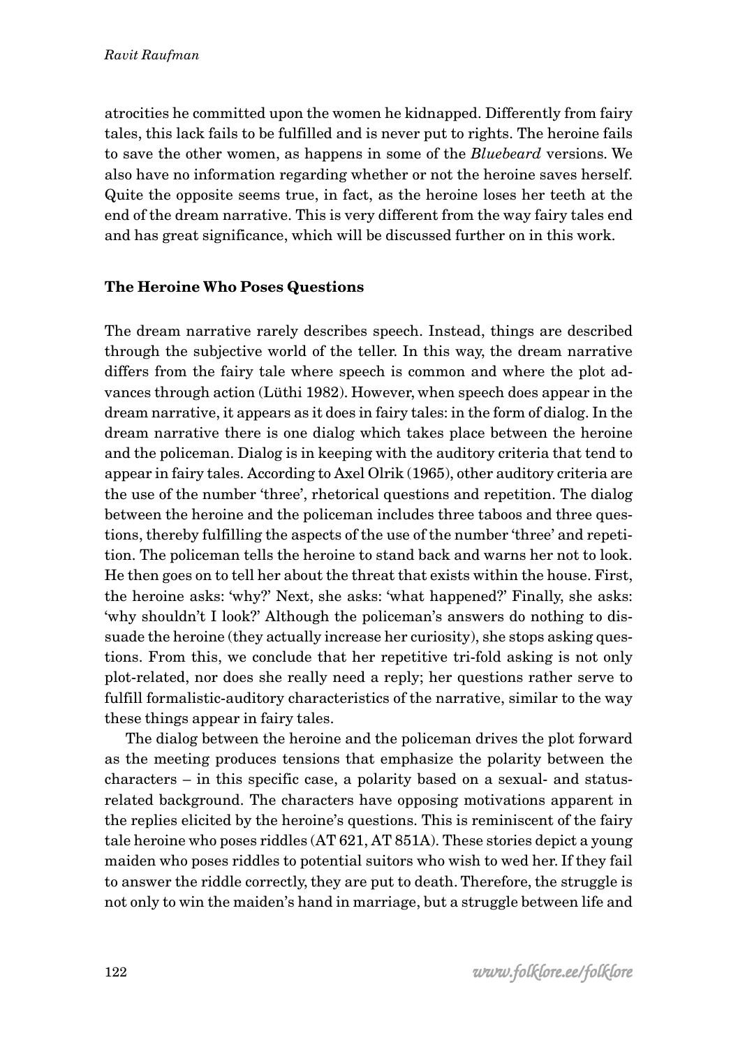atrocities he committed upon the women he kidnapped. Differently from fairy tales, this lack fails to be fulfilled and is never put to rights. The heroine fails to save the other women, as happens in some of the *Bluebeard* versions. We also have no information regarding whether or not the heroine saves herself. Quite the opposite seems true, in fact, as the heroine loses her teeth at the end of the dream narrative. This is very different from the way fairy tales end and has great significance, which will be discussed further on in this work.

## The Heroine Who Poses Questions

The dream narrative rarely describes speech. Instead, things are described through the subjective world of the teller. In this way, the dream narrative differs from the fairy tale where speech is common and where the plot advances through action (Lüthi 1982). However, when speech does appear in the dream narrative, it appears as it does in fairy tales: in the form of dialog. In the dream narrative there is one dialog which takes place between the heroine and the policeman. Dialog is in keeping with the auditory criteria that tend to appear in fairy tales. According to Axel Olrik (1965), other auditory criteria are the use of the number 'three', rhetorical questions and repetition. The dialog between the heroine and the policeman includes three taboos and three questions, thereby fulfilling the aspects of the use of the number 'three' and repetition. The policeman tells the heroine to stand back and warns her not to look. He then goes on to tell her about the threat that exists within the house. First, the heroine asks: 'why?' Next, she asks: 'what happened?' Finally, she asks: 'why shouldn't I look?' Although the policeman's answers do nothing to dissuade the heroine (they actually increase her curiosity), she stops asking questions. From this, we conclude that her repetitive tri-fold asking is not only plot-related, nor does she really need a reply; her questions rather serve to fulfill formalistic-auditory characteristics of the narrative, similar to the way these things appear in fairy tales.

The dialog between the heroine and the policeman drives the plot forward as the meeting produces tensions that emphasize the polarity between the characters – in this specific case, a polarity based on a sexual- and status-related background. The characters have opposing motivations apparent in the replies elicited by the heroine's questions. This is reminiscent of the fairy tale heroine who poses riddles (AT 621, AT 851A). These stories depict a young maiden who poses riddles to potential suitors who wish to wed her. If they fail to answer the riddle correctly, they are put to death. Therefore, the struggle is not only to win the maiden's hand in marriage, but a struggle between life and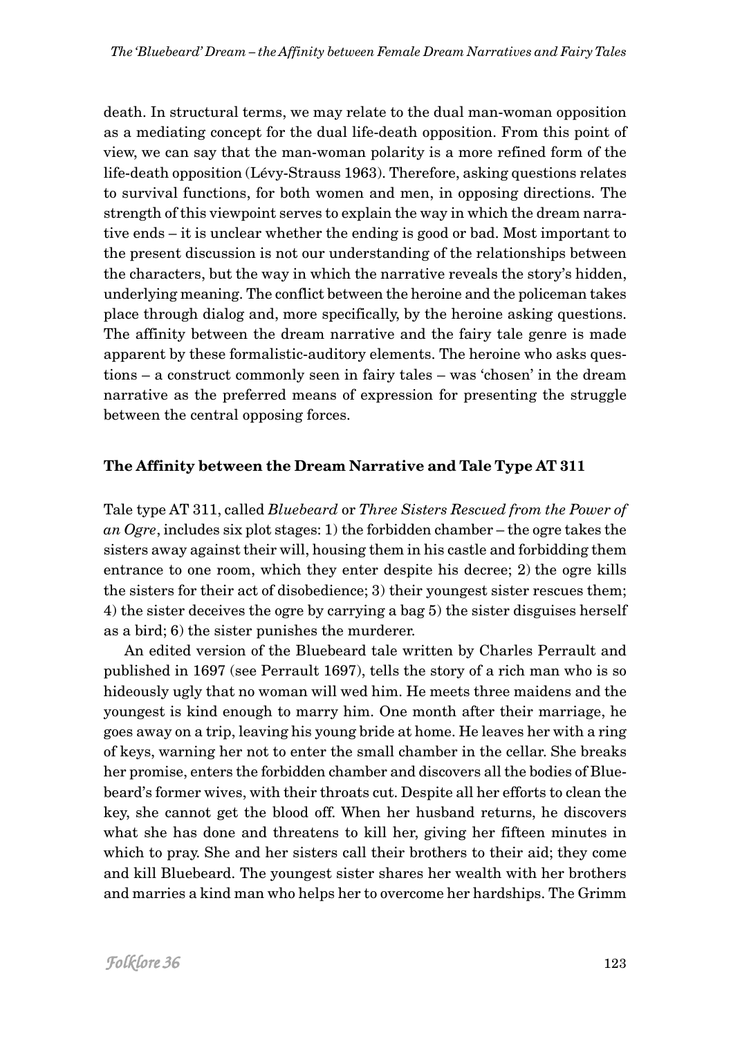death. In structural terms, we may relate to the dual man-woman opposition as a mediating concept for the dual life-death opposition. From this point of view, we can say that the man-woman polarity is a more refined form of the life-death opposition (Lévy-Strauss 1963). Therefore, asking questions relates to survival functions, for both women and men, in opposing directions. The strength of this viewpoint serves to explain the way in which the dream narrative ends – it is unclear whether the ending is good or bad. Most important to the present discussion is not our understanding of the relationships between the characters, but the way in which the narrative reveals the story's hidden, underlying meaning. The conflict between the heroine and the policeman takes place through dialog and, more specifically, by the heroine asking questions. The affinity between the dream narrative and the fairy tale genre is made apparent by these formalistic-auditory elements. The heroine who asks questions – a construct commonly seen in fairy tales – was 'chosen' in the dream narrative as the preferred means of expression for presenting the struggle between the central opposing forces.

## The Affinity between the Dream Narrative and Tale Type AT 311

Tale type AT 311, called *Bluebeard* or *Three Sisters Rescued from the Power of an Ogre*, includes six plot stages: 1) the forbidden chamber – the ogre takes the sisters away against their will, housing them in his castle and forbidding them entrance to one room, which they enter despite his decree; 2) the ogre kills the sisters for their act of disobedience; 3) their youngest sister rescues them; 4) the sister deceives the ogre by carrying a bag 5) the sister disguises herself as a bird; 6) the sister punishes the murderer.

An edited version of the Bluebeard tale written by Charles Perrault and published in 1697 (see Perrault 1697), tells the story of a rich man who is so hideously ugly that no woman will wed him. He meets three maidens and the youngest is kind enough to marry him. One month after their marriage, he goes away on a trip, leaving his young bride at home. He leaves her with a ring of keys, warning her not to enter the small chamber in the cellar. She breaks her promise, enters the forbidden chamber and discovers all the bodies of Bluebeard's former wives, with their throats cut. Despite all her efforts to clean the key, she cannot get the blood off. When her husband returns, he discovers what she has done and threatens to kill her, giving her fifteen minutes in which to pray. She and her sisters call their brothers to their aid; they come and kill Bluebeard. The youngest sister shares her wealth with her brothers and marries a kind man who helps her to overcome her hardships. The Grimm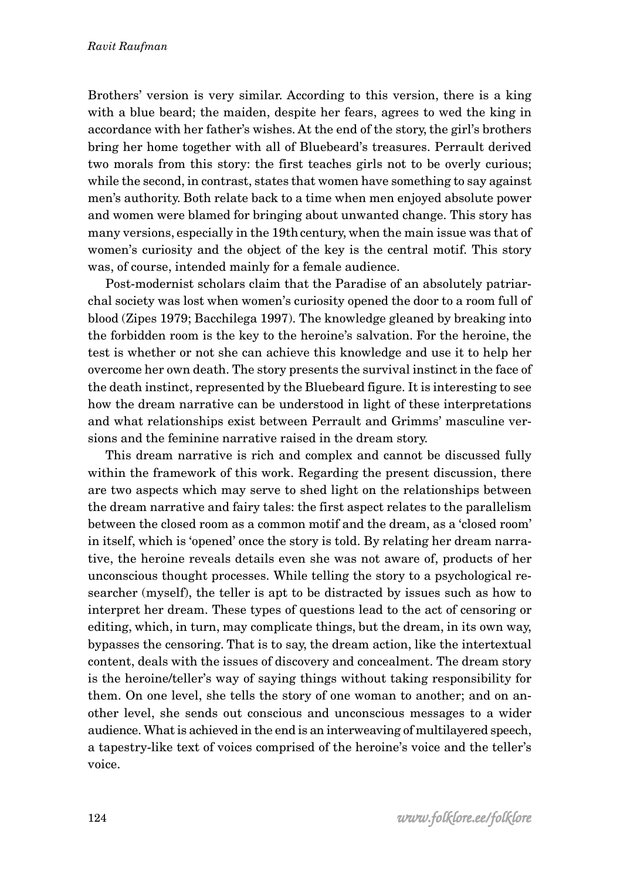Brothers' version is very similar. According to this version, there is a king with a blue beard; the maiden, despite her fears, agrees to wed the king in accordance with her father's wishes. At the end of the story, the girl's brothers bring her home together with all of Bluebeard's treasures. Perrault derived two morals from this story: the first teaches girls not to be overly curious; while the second, in contrast, states that women have something to say against men's authority. Both relate back to a time when men enjoyed absolute power and women were blamed for bringing about unwanted change. This story has many versions, especially in the 19th century, when the main issue was that of women's curiosity and the object of the key is the central motif. This story was, of course, intended mainly for a female audience.

Post-modernist scholars claim that the Paradise of an absolutely patriarchal society was lost when women's curiosity opened the door to a room full of blood (Zipes 1979; Bacchilega 1997). The knowledge gleaned by breaking into the forbidden room is the key to the heroine's salvation. For the heroine, the test is whether or not she can achieve this knowledge and use it to help her overcome her own death. The story presents the survival instinct in the face of the death instinct, represented by the Bluebeard figure. It is interesting to see how the dream narrative can be understood in light of these interpretations and what relationships exist between Perrault and Grimms' masculine versions and the feminine narrative raised in the dream story.

This dream narrative is rich and complex and cannot be discussed fully within the framework of this work. Regarding the present discussion, there are two aspects which may serve to shed light on the relationships between the dream narrative and fairy tales: the first aspect relates to the parallelism between the closed room as a common motif and the dream, as a 'closed room' in itself, which is 'opened' once the story is told. By relating her dream narrative, the heroine reveals details even she was not aware of, products of her unconscious thought processes. While telling the story to a psychological researcher (myself), the teller is apt to be distracted by issues such as how to interpret her dream. These types of questions lead to the act of censoring or editing, which, in turn, may complicate things, but the dream, in its own way, bypasses the censoring. That is to say, the dream action, like the intertextual content, deals with the issues of discovery and concealment. The dream story is the heroine/teller's way of saying things without taking responsibility for them. On one level, she tells the story of one woman to another; and on another level, she sends out conscious and unconscious messages to a wider audience. What is achieved in the end is an interweaving of multilayered speech, a tapestry-like text of voices comprised of the heroine's voice and the teller's voice.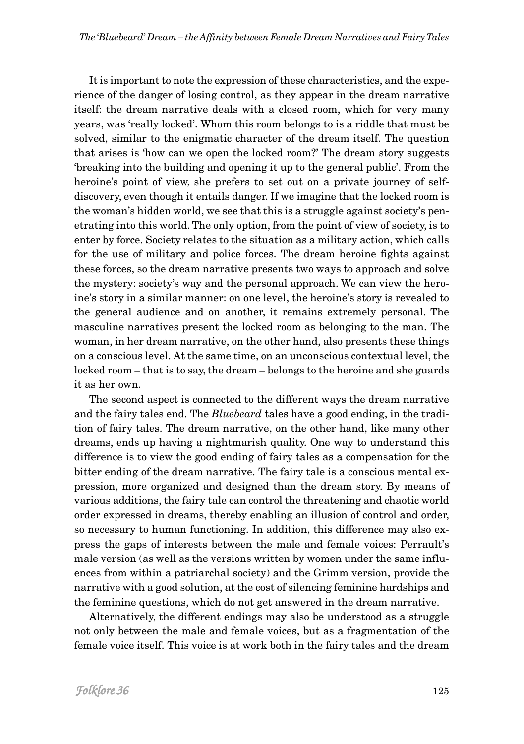It is important to note the expression of these characteristics, and the experience of the danger of losing control, as they appear in the dream narrative itself: the dream narrative deals with a closed room, which for very many years, was 'really locked'. Whom this room belongs to is a riddle that must be solved, similar to the enigmatic character of the dream itself. The question that arises is 'how can we open the locked room?' The dream story suggests 'breaking into the building and opening it up to the general public'. From the heroine's point of view, she prefers to set out on a private journey of self-discovery, even though it entails danger. If we imagine that the locked room is the woman's hidden world, we see that this is a struggle against society's penetrating into this world. The only option, from the point of view of society, is to enter by force. Society relates to the situation as a military action, which calls for the use of military and police forces. The dream heroine fights against these forces, so the dream narrative presents two ways to approach and solve the mystery: society's way and the personal approach. We can view the heroine's story in a similar manner: on one level, the heroine's story is revealed to the general audience and on another, it remains extremely personal. The masculine narratives present the locked room as belonging to the man. The woman, in her dream narrative, on the other hand, also presents these things on a conscious level. At the same time, on an unconscious contextual level, the locked room – that is to say, the dream – belongs to the heroine and she guards it as her own.

The second aspect is connected to the different ways the dream narrative and the fairy tales end. The *Bluebeard* tales have a good ending, in the tradition of fairy tales. The dream narrative, on the other hand, like many other dreams, ends up having a nightmarish quality. One way to understand this difference is to view the good ending of fairy tales as a compensation for the bitter ending of the dream narrative. The fairy tale is a conscious mental expression, more organized and designed than the dream story. By means of various additions, the fairy tale can control the threatening and chaotic world order expressed in dreams, thereby enabling an illusion of control and order, so necessary to human functioning. In addition, this difference may also express the gaps of interests between the male and female voices: Perrault's male version (as well as the versions written by women under the same influences from within a patriarchal society) and the Grimm version, provide the narrative with a good solution, at the cost of silencing feminine hardships and the feminine questions, which do not get answered in the dream narrative.

Alternatively, the different endings may also be understood as a struggle not only between the male and female voices, but as a fragmentation of the female voice itself. This voice is at work both in the fairy tales and the dream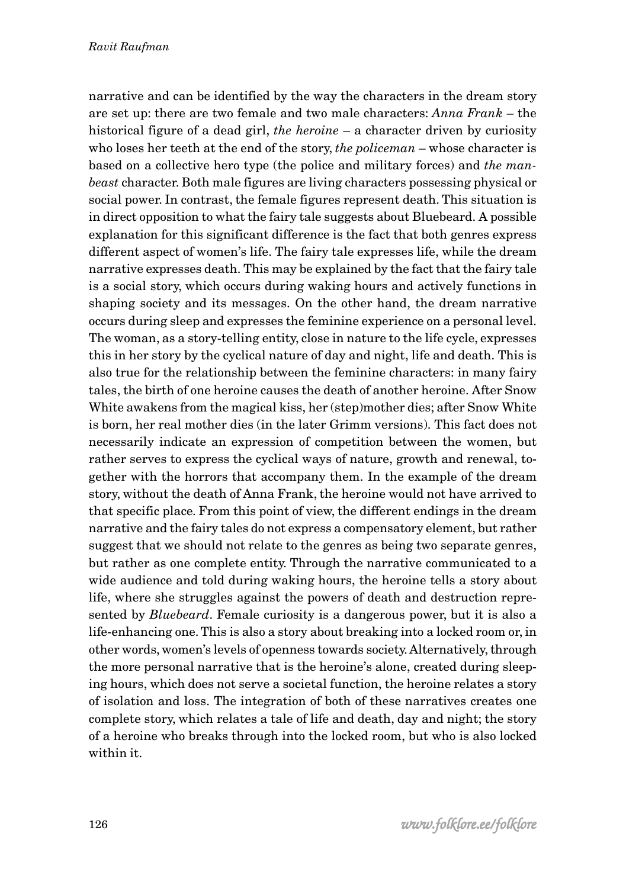narrative and can be identified by the way the characters in the dream story are set up: there are two female and two male characters: *Anna Frank* – the historical figure of a dead girl, *the heroine* – a character driven by curiosity who loses her teeth at the end of the story, *the policeman* – whose character is based on a collective hero type (the police and military forces) and *the man-beast* character. Both male figures are living characters possessing physical or social power. In contrast, the female figures represent death. This situation is in direct opposition to what the fairy tale suggests about Bluebeard. A possible explanation for this significant difference is the fact that both genres express different aspect of women's life. The fairy tale expresses life, while the dream narrative expresses death. This may be explained by the fact that the fairy tale is a social story, which occurs during waking hours and actively functions in shaping society and its messages. On the other hand, the dream narrative occurs during sleep and expresses the feminine experience on a personal level. The woman, as a story-telling entity, close in nature to the life cycle, expresses this in her story by the cyclical nature of day and night, life and death. This is also true for the relationship between the feminine characters: in many fairy tales, the birth of one heroine causes the death of another heroine. After Snow White awakens from the magical kiss, her (step)mother dies; after Snow White is born, her real mother dies (in the later Grimm versions). This fact does not necessarily indicate an expression of competition between the women, but rather serves to express the cyclical ways of nature, growth and renewal, together with the horrors that accompany them. In the example of the dream story, without the death of Anna Frank, the heroine would not have arrived to that specific place. From this point of view, the different endings in the dream narrative and the fairy tales do not express a compensatory element, but rather suggest that we should not relate to the genres as being two separate genres, but rather as one complete entity. Through the narrative communicated to a wide audience and told during waking hours, the heroine tells a story about life, where she struggles against the powers of death and destruction represented by *Bluebeard*. Female curiosity is a dangerous power, but it is also a life-enhancing one. This is also a story about breaking into a locked room or, in other words, women's levels of openness towards society. Alternatively, through the more personal narrative that is the heroine's alone, created during sleeping hours, which does not serve a societal function, the heroine relates a story of isolation and loss. The integration of both of these narratives creates one complete story, which relates a tale of life and death, day and night; the story of a heroine who breaks through into the locked room, but who is also locked within it.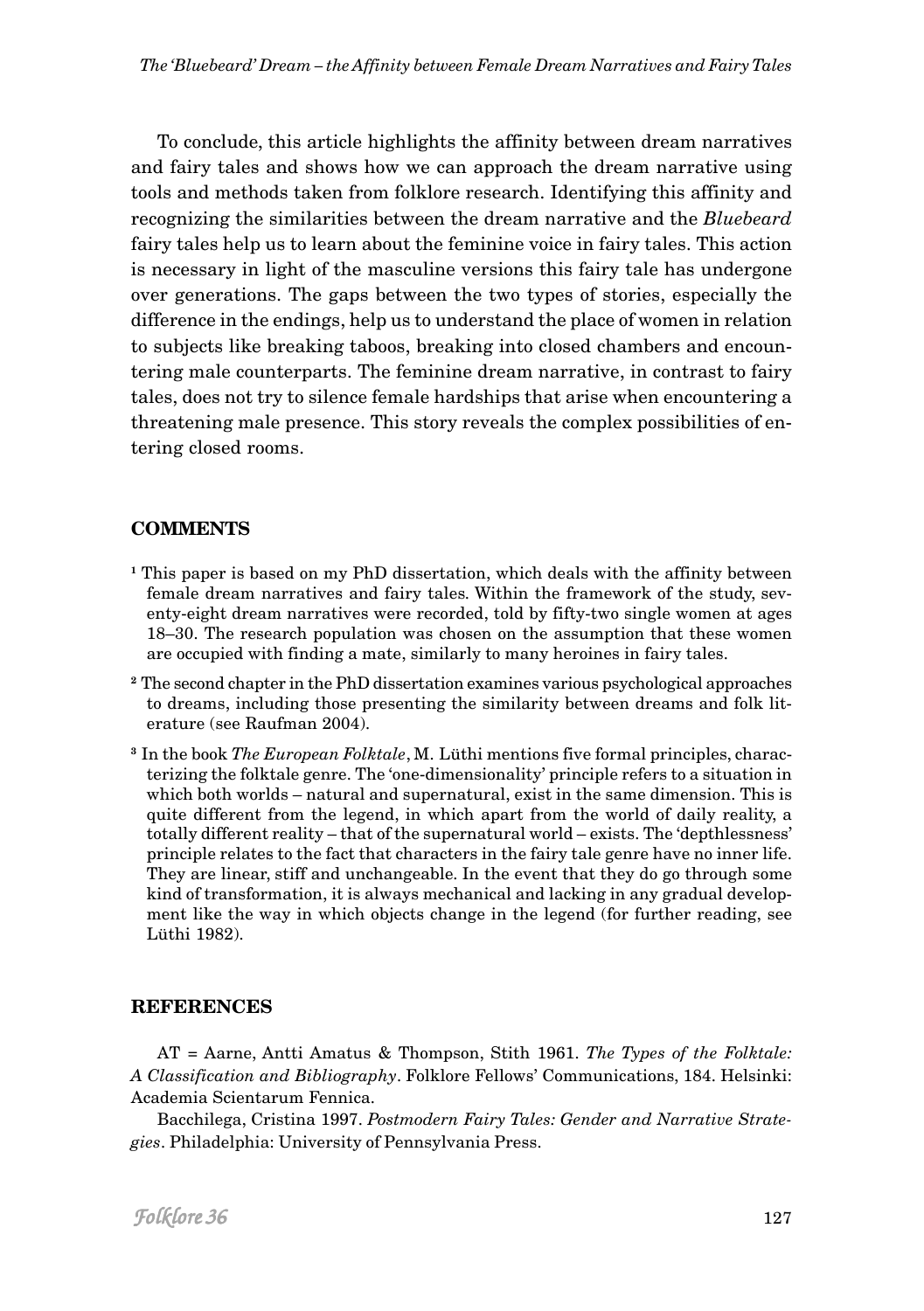To conclude, this article highlights the affinity between dream narratives and fairy tales and shows how we can approach the dream narrative using tools and methods taken from folklore research. Identifying this affinity and recognizing the similarities between the dream narrative and the *Bluebeard* fairy tales help us to learn about the feminine voice in fairy tales. This action is necessary in light of the masculine versions this fairy tale has undergone over generations. The gaps between the two types of stories, especially the difference in the endings, help us to understand the place of women in relation to subjects like breaking taboos, breaking into closed chambers and encountering male counterparts. The feminine dream narrative, in contrast to fairy tales, does not try to silence female hardships that arise when encountering a threatening male presence. This story reveals the complex possibilities of entering closed rooms.

## COMMENTS

[1] This paper is based on my PhD dissertation, which deals with the affinity between female dream narratives and fairy tales. Within the framework of the study, seventy-eight dream narratives were recorded, told by fifty-two single women at ages 18–30. The research population was chosen on the assumption that these women are occupied with finding a mate, similarly to many heroines in fairy tales.

[2] The second chapter in the PhD dissertation examines various psychological approaches to dreams, including those presenting the similarity between dreams and folk literature (see Raufman 2004).

[3] In the book *The European Folktale*, M. Lüthi mentions five formal principles, characterizing the folktale genre. The 'one-dimensionality' principle refers to a situation in which both worlds – natural and supernatural, exist in the same dimension. This is quite different from the legend, in which apart from the world of daily reality, a totally different reality – that of the supernatural world – exists. The 'depthlessness' principle relates to the fact that characters in the fairy tale genre have no inner life. They are linear, stiff and unchangeable. In the event that they do go through some kind of transformation, it is always mechanical and lacking in any gradual development like the way in which objects change in the legend (for further reading, see Lüthi 1982).

## REFERENCES

AT = Aarne, Antti Amatus & Thompson, Stith 1961. *The Types of the Folktale: A Classification and Bibliography*. Folklore Fellows' Communications, 184. Helsinki: Academia Scientarum Fennica.

Bacchilega, Cristina 1997. *Postmodern Fairy Tales: Gender and Narrative Strategies*. Philadelphia: University of Pennsylvania Press.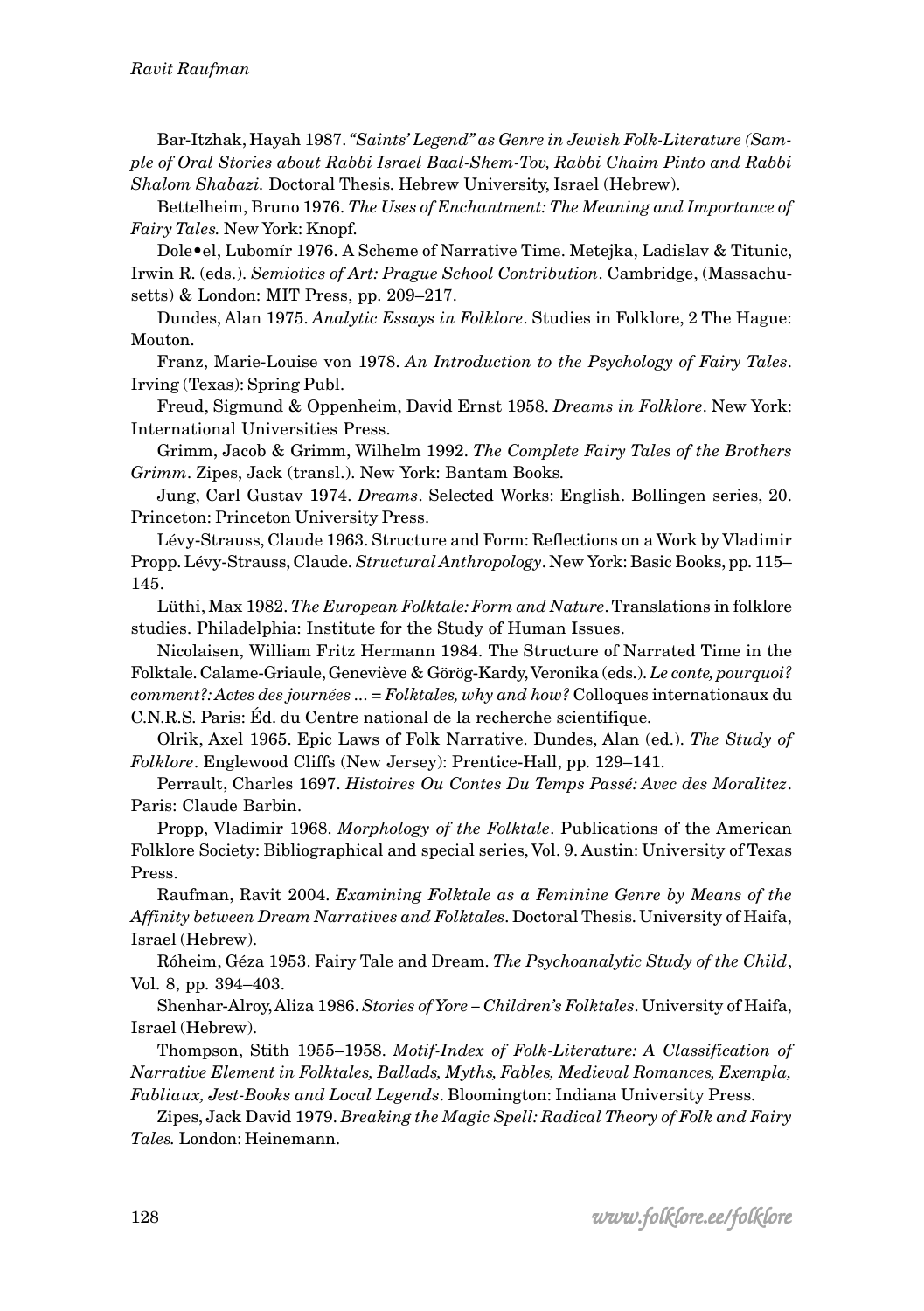Bar-Itzhak, Hayah 1987. *"Saints' Legend" as Genre in Jewish Folk-Literature (Sample of Oral Stories about Rabbi Israel Baal-Shem-Tov, Rabbi Chaim Pinto and Rabbi Shalom Shabazi.* Doctoral Thesis. Hebrew University, Israel (Hebrew).

Bettelheim, Bruno 1976. *The Uses of Enchantment: The Meaning and Importance of Fairy Tales.* New York: Knopf.

Dole•el, Lubomír 1976. A Scheme of Narrative Time. Metejka, Ladislav & Titunic, Irwin R. (eds.). *Semiotics of Art: Prague School Contribution*. Cambridge, (Massachusetts) & London: MIT Press, pp. 209–217.

Dundes, Alan 1975. *Analytic Essays in Folklore*. Studies in Folklore, 2 The Hague: Mouton.

Franz, Marie-Louise von 1978. *An Introduction to the Psychology of Fairy Tales*. Irving (Texas): Spring Publ.

Freud, Sigmund & Oppenheim, David Ernst 1958. *Dreams in Folklore*. New York: International Universities Press.

Grimm, Jacob & Grimm, Wilhelm 1992. *The Complete Fairy Tales of the Brothers Grimm*. Zipes, Jack (transl.). New York: Bantam Books.

Jung, Carl Gustav 1974. *Dreams*. Selected Works: English. Bollingen series, 20. Princeton: Princeton University Press.

Lévy-Strauss, Claude 1963. Structure and Form: Reflections on a Work by Vladimir Propp. Lévy-Strauss, Claude. *Structural Anthropology*. New York: Basic Books, pp. 115–145.

Lüthi, Max 1982. *The European Folktale: Form and Nature*. Translations in folklore studies. Philadelphia: Institute for the Study of Human Issues.

Nicolaisen, William Fritz Hermann 1984. The Structure of Narrated Time in the Folktale. Calame-Griaule, Geneviève & Görög-Kardy, Veronika (eds.). *Le conte, pourquoi? comment?: Actes des journées ... = Folktales, why and how?* Colloques internationaux du C.N.R.S. Paris: Éd. du Centre national de la recherche scientifique.

Olrik, Axel 1965. Epic Laws of Folk Narrative. Dundes, Alan (ed.). *The Study of Folklore*. Englewood Cliffs (New Jersey): Prentice-Hall, pp. 129–141.

Perrault, Charles 1697. *Histoires Ou Contes Du Temps Passé: Avec des Moralitez*. Paris: Claude Barbin.

Propp, Vladimir 1968. *Morphology of the Folktale*. Publications of the American Folklore Society: Bibliographical and special series, Vol. 9. Austin: University of Texas Press.

Raufman, Ravit 2004. *Examining Folktale as a Feminine Genre by Means of the Affinity between Dream Narratives and Folktales*. Doctoral Thesis. University of Haifa, Israel (Hebrew).

Róheim, Géza 1953. Fairy Tale and Dream. *The Psychoanalytic Study of the Child*, Vol. 8, pp. 394–403.

Shenhar-Alroy, Aliza 1986. *Stories of Yore – Children's Folktales*. University of Haifa, Israel (Hebrew).

Thompson, Stith 1955–1958. *Motif-Index of Folk-Literature: A Classification of Narrative Element in Folktales, Ballads, Myths, Fables, Medieval Romances, Exempla, Fabliaux, Jest-Books and Local Legends*. Bloomington: Indiana University Press.

Zipes, Jack David 1979. *Breaking the Magic Spell: Radical Theory of Folk and Fairy Tales.* London: Heinemann.